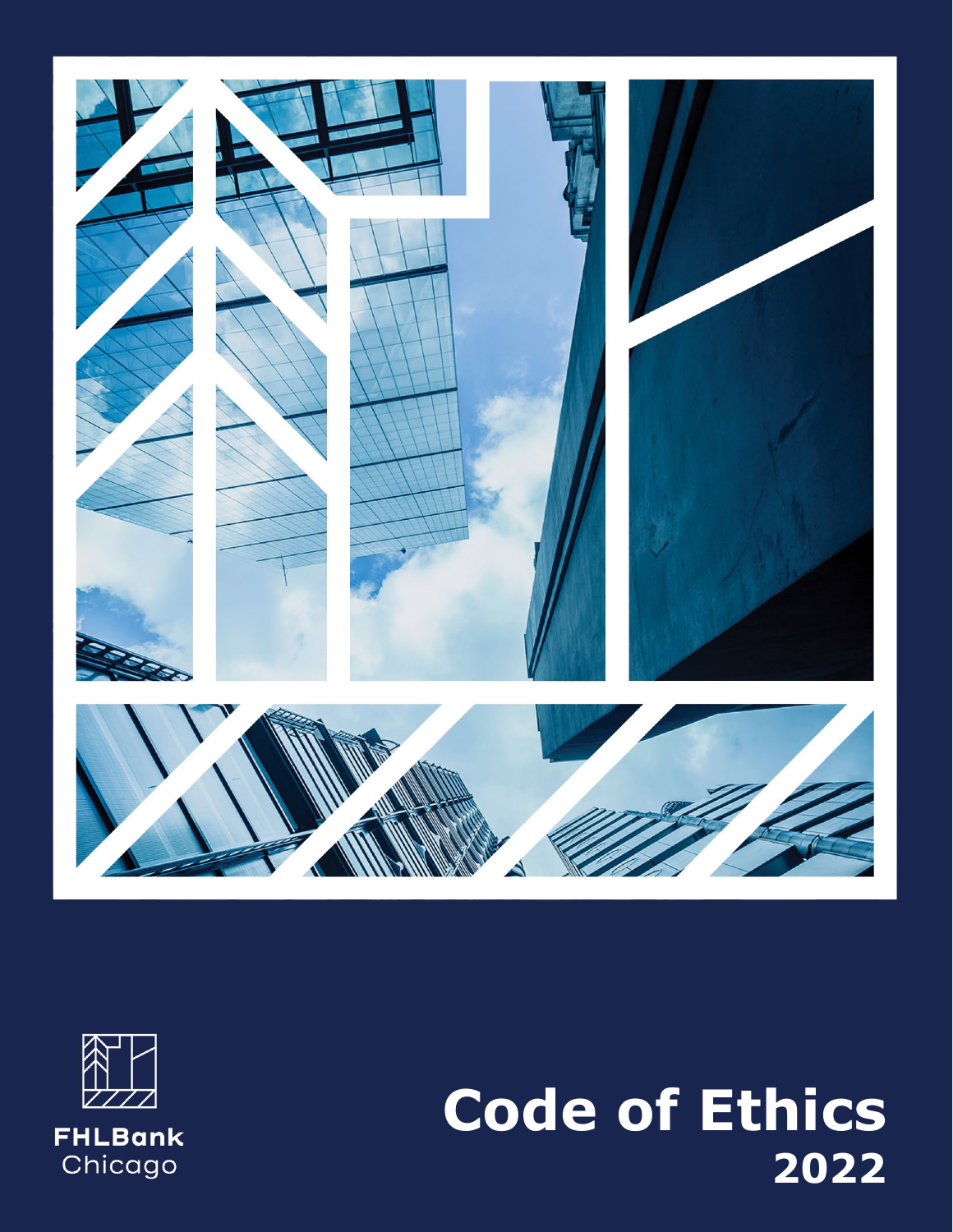FHLBank
Chicago

# Code of Ethics
## 2022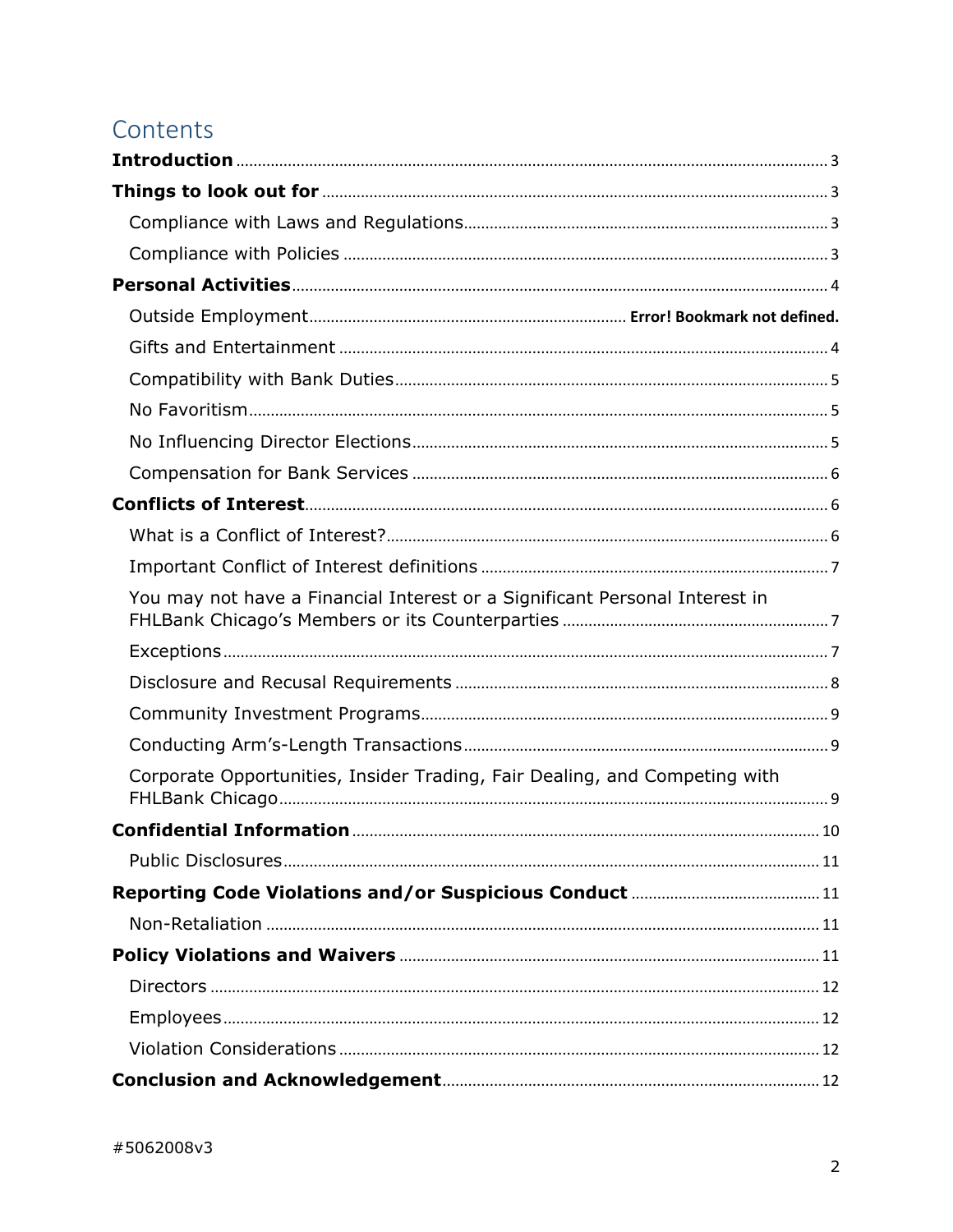# Contents

**Introduction** .......... 3

**Things to look out for** .......... 3

- Compliance with Laws and Regulations .......... 3
- Compliance with Policies .......... 3

**Personal Activities** .......... 4

- Outside Employment .......... **Error! Bookmark not defined.**
- Gifts and Entertainment .......... 4
- Compatibility with Bank Duties .......... 5
- No Favoritism .......... 5
- No Influencing Director Elections .......... 5
- Compensation for Bank Services .......... 6

**Conflicts of Interest** .......... 6

- What is a Conflict of Interest? .......... 6
- Important Conflict of Interest definitions .......... 7
- You may not have a Financial Interest or a Significant Personal Interest in FHLBank Chicago's Members or its Counterparties .......... 7
- Exceptions .......... 7
- Disclosure and Recusal Requirements .......... 8
- Community Investment Programs .......... 9
- Conducting Arm's-Length Transactions .......... 9
- Corporate Opportunities, Insider Trading, Fair Dealing, and Competing with FHLBank Chicago .......... 9

**Confidential Information** .......... 10

- Public Disclosures .......... 11

**Reporting Code Violations and/or Suspicious Conduct** .......... 11

- Non-Retaliation .......... 11

**Policy Violations and Waivers** .......... 11

- Directors .......... 12
- Employees .......... 12
- Violation Considerations .......... 12

**Conclusion and Acknowledgement** .......... 12

#5062008v3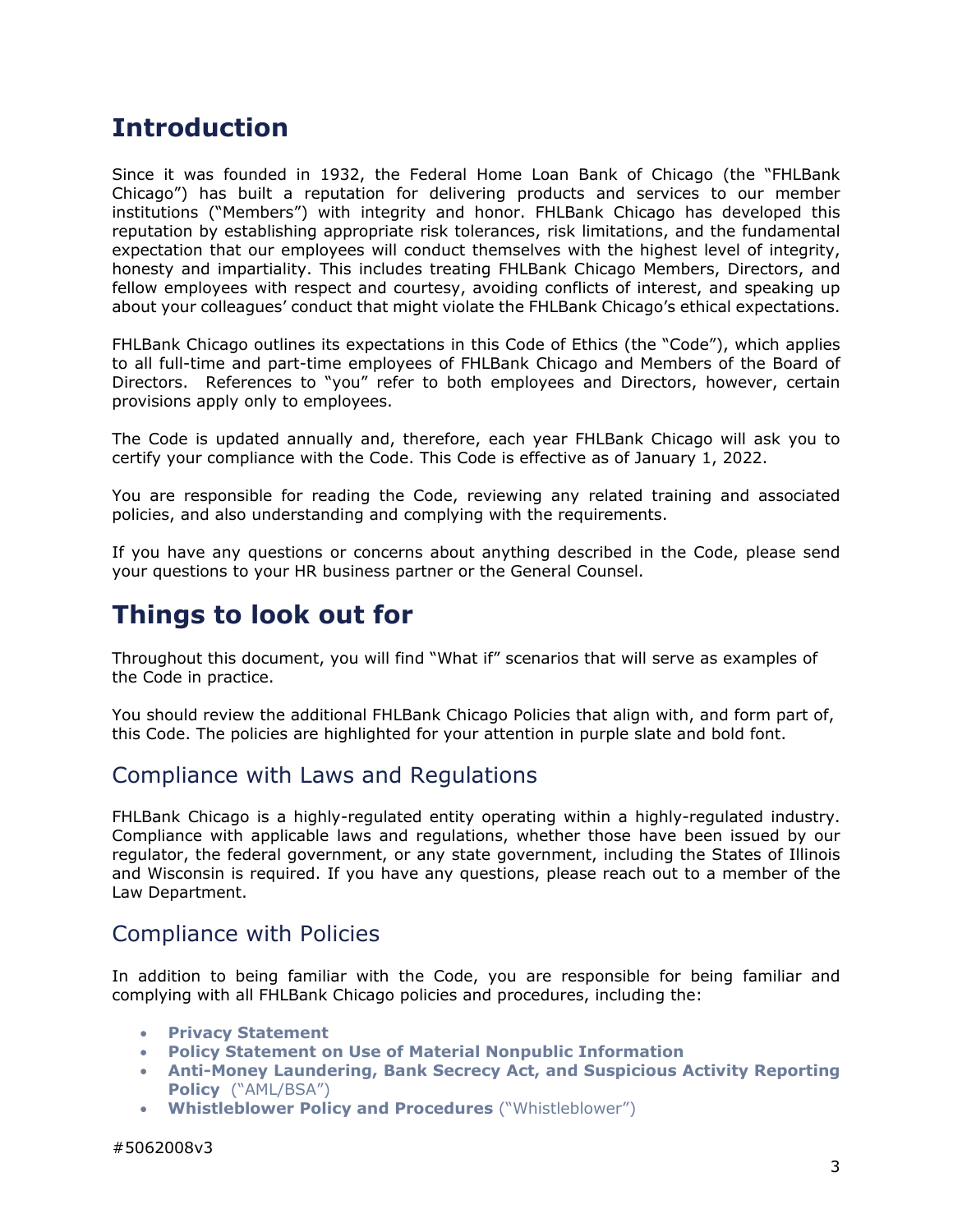# Introduction

Since it was founded in 1932, the Federal Home Loan Bank of Chicago (the "FHLBank Chicago") has built a reputation for delivering products and services to our member institutions ("Members") with integrity and honor. FHLBank Chicago has developed this reputation by establishing appropriate risk tolerances, risk limitations, and the fundamental expectation that our employees will conduct themselves with the highest level of integrity, honesty and impartiality. This includes treating FHLBank Chicago Members, Directors, and fellow employees with respect and courtesy, avoiding conflicts of interest, and speaking up about your colleagues' conduct that might violate the FHLBank Chicago's ethical expectations.

FHLBank Chicago outlines its expectations in this Code of Ethics (the "Code"), which applies to all full-time and part-time employees of FHLBank Chicago and Members of the Board of Directors. References to "you" refer to both employees and Directors, however, certain provisions apply only to employees.

The Code is updated annually and, therefore, each year FHLBank Chicago will ask you to certify your compliance with the Code. This Code is effective as of January 1, 2022.

You are responsible for reading the Code, reviewing any related training and associated policies, and also understanding and complying with the requirements.

If you have any questions or concerns about anything described in the Code, please send your questions to your HR business partner or the General Counsel.

# Things to look out for

Throughout this document, you will find "What if" scenarios that will serve as examples of the Code in practice.

You should review the additional FHLBank Chicago Policies that align with, and form part of, this Code. The policies are highlighted for your attention in purple slate and bold font.

## Compliance with Laws and Regulations

FHLBank Chicago is a highly-regulated entity operating within a highly-regulated industry. Compliance with applicable laws and regulations, whether those have been issued by our regulator, the federal government, or any state government, including the States of Illinois and Wisconsin is required. If you have any questions, please reach out to a member of the Law Department.

## Compliance with Policies

In addition to being familiar with the Code, you are responsible for being familiar and complying with all FHLBank Chicago policies and procedures, including the:

- **Privacy Statement**
- **Policy Statement on Use of Material Nonpublic Information**
- **Anti-Money Laundering, Bank Secrecy Act, and Suspicious Activity Reporting Policy** ("AML/BSA")
- **Whistleblower Policy and Procedures** ("Whistleblower")

#5062008v3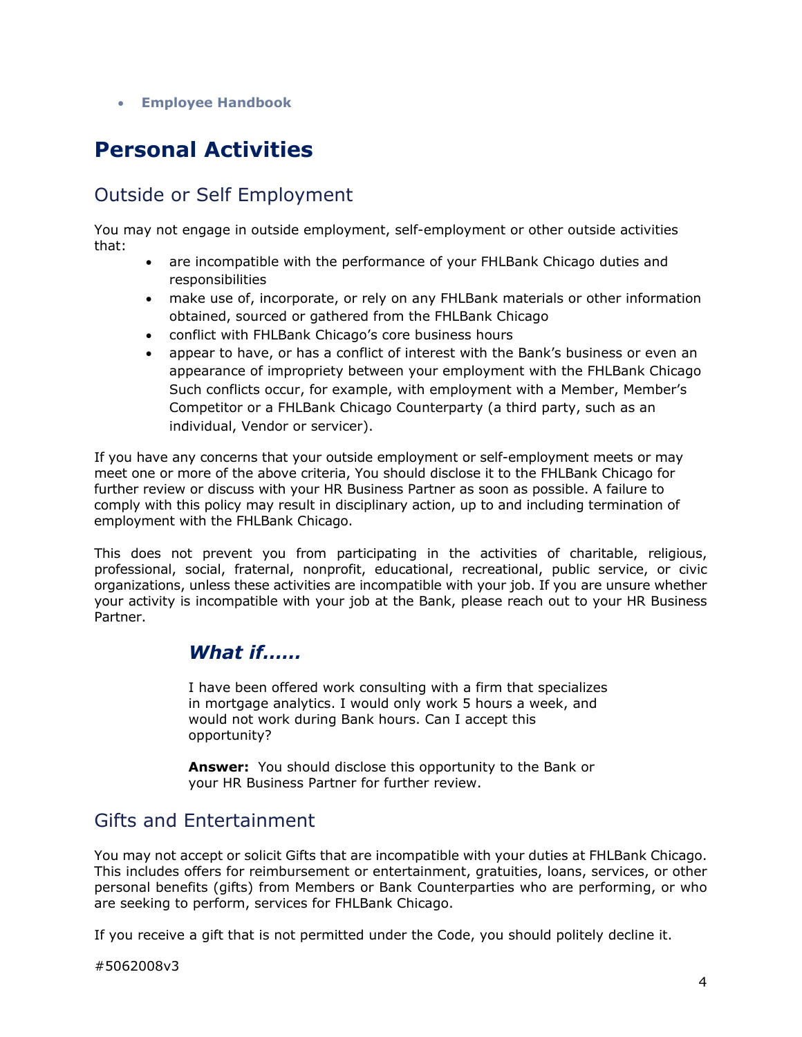- **Employee Handbook**

# Personal Activities

## Outside or Self Employment

You may not engage in outside employment, self-employment or other outside activities that:

- are incompatible with the performance of your FHLBank Chicago duties and responsibilities
- make use of, incorporate, or rely on any FHLBank materials or other information obtained, sourced or gathered from the FHLBank Chicago
- conflict with FHLBank Chicago's core business hours
- appear to have, or has a conflict of interest with the Bank's business or even an appearance of impropriety between your employment with the FHLBank Chicago Such conflicts occur, for example, with employment with a Member, Member's Competitor or a FHLBank Chicago Counterparty (a third party, such as an individual, Vendor or servicer).

If you have any concerns that your outside employment or self-employment meets or may meet one or more of the above criteria, You should disclose it to the FHLBank Chicago for further review or discuss with your HR Business Partner as soon as possible. A failure to comply with this policy may result in disciplinary action, up to and including termination of employment with the FHLBank Chicago.

This does not prevent you from participating in the activities of charitable, religious, professional, social, fraternal, nonprofit, educational, recreational, public service, or civic organizations, unless these activities are incompatible with your job. If you are unsure whether your activity is incompatible with your job at the Bank, please reach out to your HR Business Partner.

### *What if……*

I have been offered work consulting with a firm that specializes in mortgage analytics. I would only work 5 hours a week, and would not work during Bank hours. Can I accept this opportunity?

**Answer:** You should disclose this opportunity to the Bank or your HR Business Partner for further review.

## Gifts and Entertainment

You may not accept or solicit Gifts that are incompatible with your duties at FHLBank Chicago. This includes offers for reimbursement or entertainment, gratuities, loans, services, or other personal benefits (gifts) from Members or Bank Counterparties who are performing, or who are seeking to perform, services for FHLBank Chicago.

If you receive a gift that is not permitted under the Code, you should politely decline it.

#5062008v3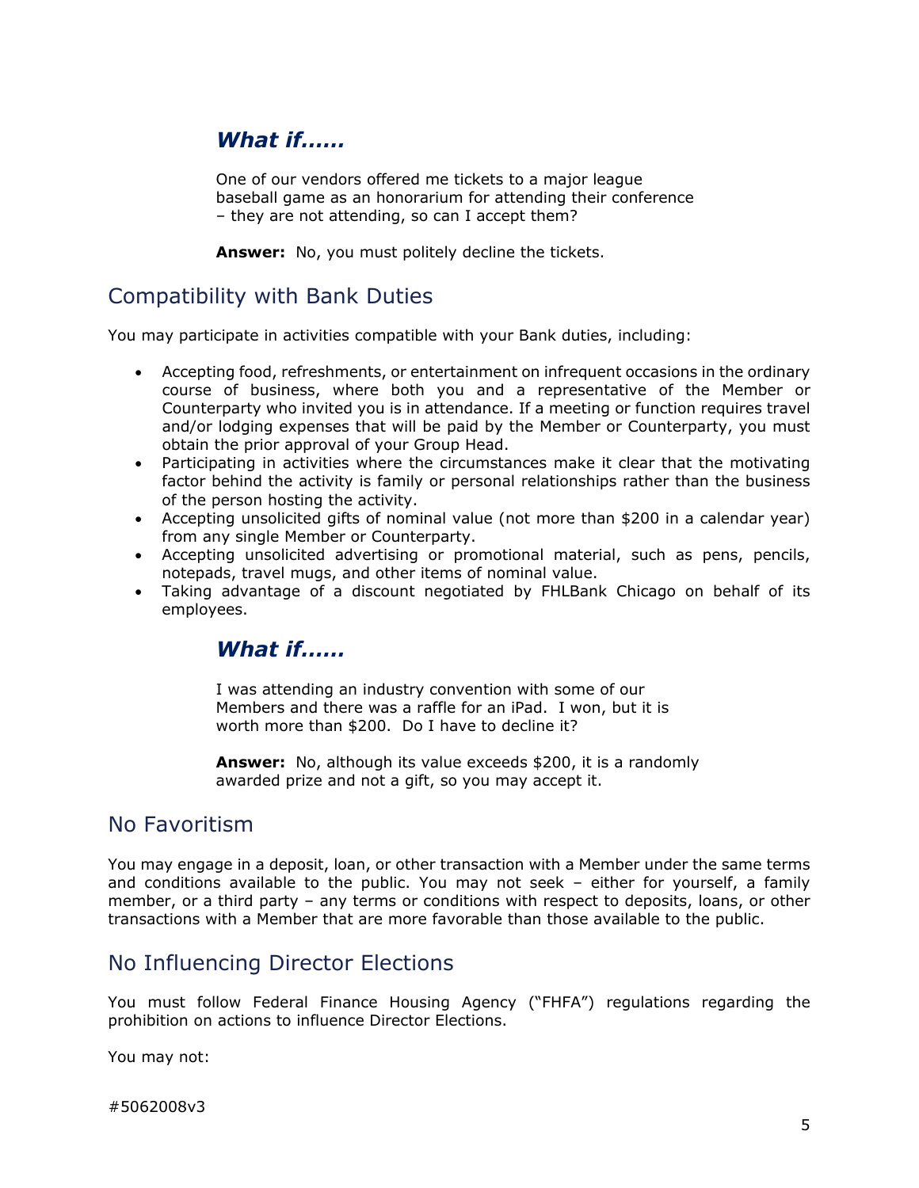### *What if……*

One of our vendors offered me tickets to a major league baseball game as an honorarium for attending their conference – they are not attending, so can I accept them?

**Answer:** No, you must politely decline the tickets.

## Compatibility with Bank Duties

You may participate in activities compatible with your Bank duties, including:

- Accepting food, refreshments, or entertainment on infrequent occasions in the ordinary course of business, where both you and a representative of the Member or Counterparty who invited you is in attendance. If a meeting or function requires travel and/or lodging expenses that will be paid by the Member or Counterparty, you must obtain the prior approval of your Group Head.
- Participating in activities where the circumstances make it clear that the motivating factor behind the activity is family or personal relationships rather than the business of the person hosting the activity.
- Accepting unsolicited gifts of nominal value (not more than $200 in a calendar year) from any single Member or Counterparty.
- Accepting unsolicited advertising or promotional material, such as pens, pencils, notepads, travel mugs, and other items of nominal value.
- Taking advantage of a discount negotiated by FHLBank Chicago on behalf of its employees.

### *What if……*

I was attending an industry convention with some of our Members and there was a raffle for an iPad. I won, but it is worth more than $200. Do I have to decline it?

**Answer:** No, although its value exceeds $200, it is a randomly awarded prize and not a gift, so you may accept it.

## No Favoritism

You may engage in a deposit, loan, or other transaction with a Member under the same terms and conditions available to the public. You may not seek – either for yourself, a family member, or a third party – any terms or conditions with respect to deposits, loans, or other transactions with a Member that are more favorable than those available to the public.

## No Influencing Director Elections

You must follow Federal Finance Housing Agency ("FHFA") regulations regarding the prohibition on actions to influence Director Elections.

You may not:

#5062008v3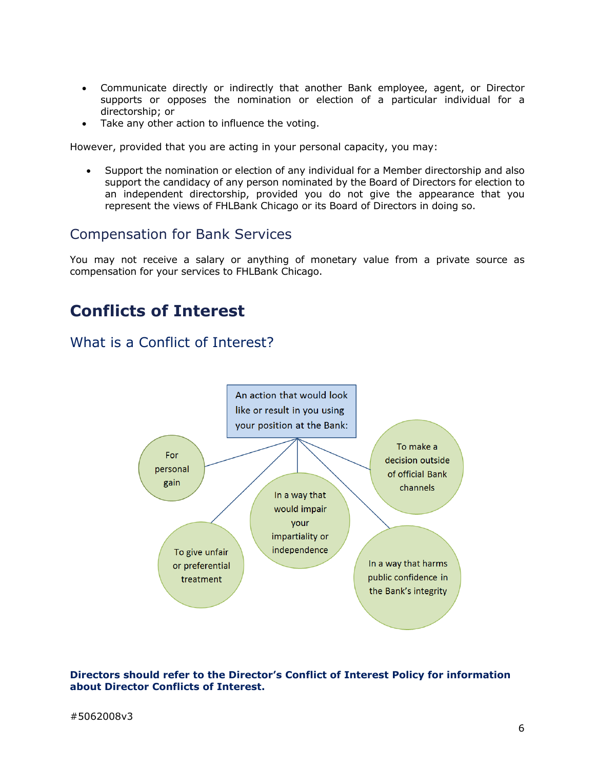- Communicate directly or indirectly that another Bank employee, agent, or Director supports or opposes the nomination or election of a particular individual for a directorship; or
- Take any other action to influence the voting.

However, provided that you are acting in your personal capacity, you may:

- Support the nomination or election of any individual for a Member directorship and also support the candidacy of any person nominated by the Board of Directors for election to an independent directorship, provided you do not give the appearance that you represent the views of FHLBank Chicago or its Board of Directors in doing so.

## Compensation for Bank Services

You may not receive a salary or anything of monetary value from a private source as compensation for your services to FHLBank Chicago.

# Conflicts of Interest

## What is a Conflict of Interest?

An action that would look like or result in you using your position at the Bank:

- For personal gain
- To give unfair or preferential treatment
- In a way that would impair your impartiality or independence
- In a way that harms public confidence in the Bank's integrity
- To make a decision outside of official Bank channels

**Directors should refer to the Director's Conflict of Interest Policy for information about Director Conflicts of Interest.**

#5062008v3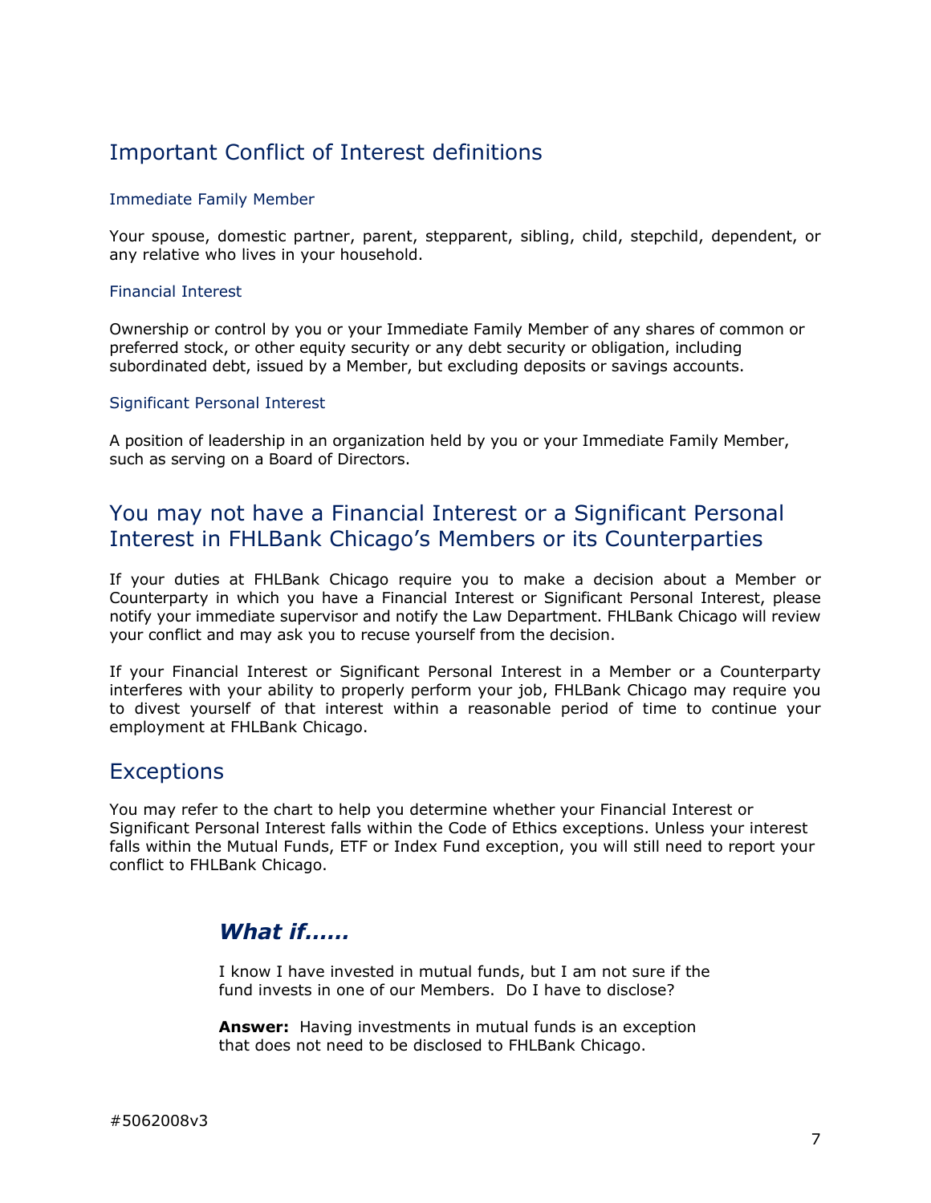## Important Conflict of Interest definitions

### Immediate Family Member

Your spouse, domestic partner, parent, stepparent, sibling, child, stepchild, dependent, or any relative who lives in your household.

### Financial Interest

Ownership or control by you or your Immediate Family Member of any shares of common or preferred stock, or other equity security or any debt security or obligation, including subordinated debt, issued by a Member, but excluding deposits or savings accounts.

### Significant Personal Interest

A position of leadership in an organization held by you or your Immediate Family Member, such as serving on a Board of Directors.

## You may not have a Financial Interest or a Significant Personal Interest in FHLBank Chicago's Members or its Counterparties

If your duties at FHLBank Chicago require you to make a decision about a Member or Counterparty in which you have a Financial Interest or Significant Personal Interest, please notify your immediate supervisor and notify the Law Department. FHLBank Chicago will review your conflict and may ask you to recuse yourself from the decision.

If your Financial Interest or Significant Personal Interest in a Member or a Counterparty interferes with your ability to properly perform your job, FHLBank Chicago may require you to divest yourself of that interest within a reasonable period of time to continue your employment at FHLBank Chicago.

## Exceptions

You may refer to the chart to help you determine whether your Financial Interest or Significant Personal Interest falls within the Code of Ethics exceptions. Unless your interest falls within the Mutual Funds, ETF or Index Fund exception, you will still need to report your conflict to FHLBank Chicago.

### *What if……*

I know I have invested in mutual funds, but I am not sure if the fund invests in one of our Members. Do I have to disclose?

**Answer:** Having investments in mutual funds is an exception that does not need to be disclosed to FHLBank Chicago.

#5062008v3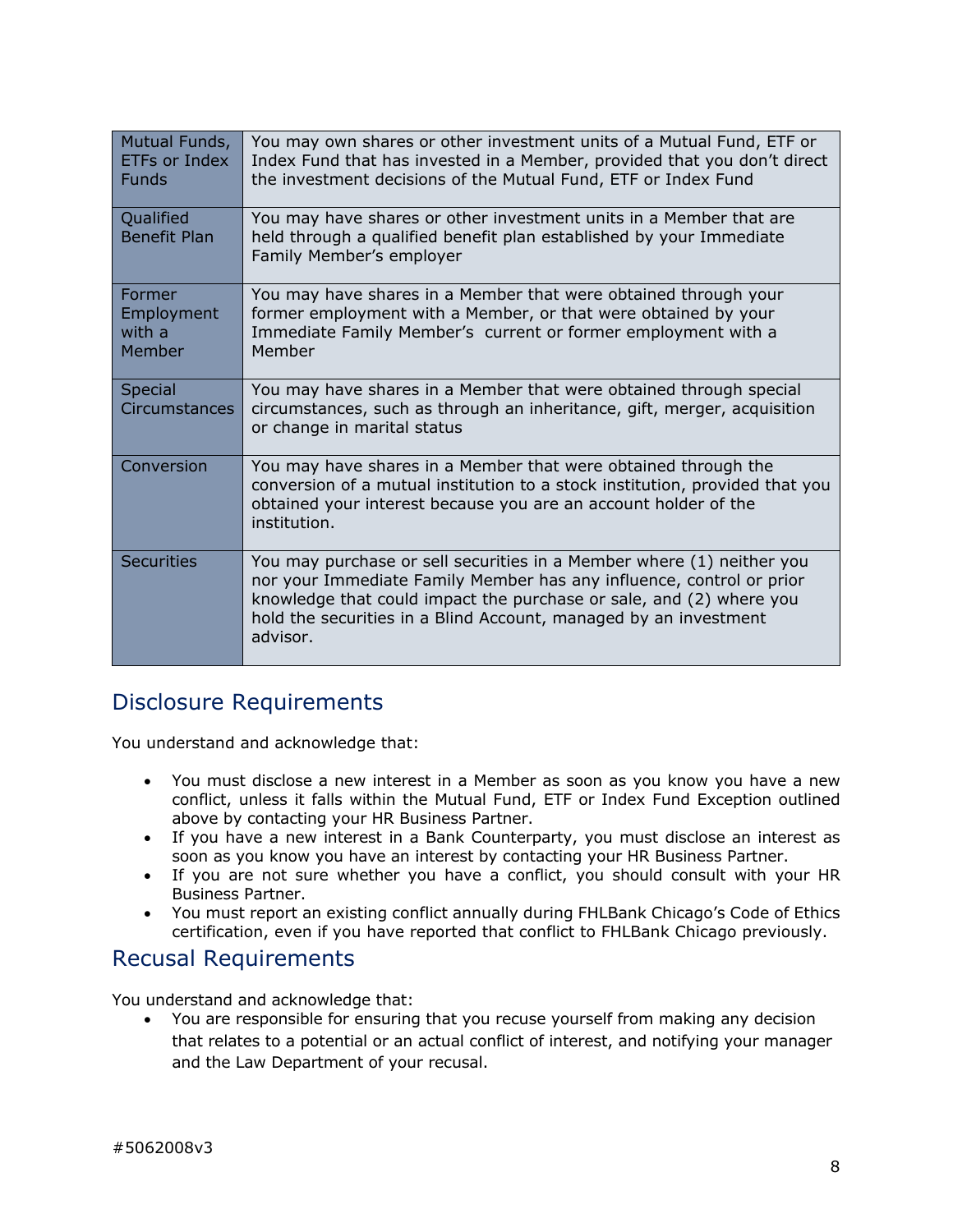| Mutual Funds, ETFs or Index Funds | You may own shares or other investment units of a Mutual Fund, ETF or Index Fund that has invested in a Member, provided that you don't direct the investment decisions of the Mutual Fund, ETF or Index Fund |
|---|---|
| Qualified Benefit Plan | You may have shares or other investment units in a Member that are held through a qualified benefit plan established by your Immediate Family Member's employer |
| Former Employment with a Member | You may have shares in a Member that were obtained through your former employment with a Member, or that were obtained by your Immediate Family Member's current or former employment with a Member |
| Special Circumstances | You may have shares in a Member that were obtained through special circumstances, such as through an inheritance, gift, merger, acquisition or change in marital status |
| Conversion | You may have shares in a Member that were obtained through the conversion of a mutual institution to a stock institution, provided that you obtained your interest because you are an account holder of the institution. |
| Securities | You may purchase or sell securities in a Member where (1) neither you nor your Immediate Family Member has any influence, control or prior knowledge that could impact the purchase or sale, and (2) where you hold the securities in a Blind Account, managed by an investment advisor. |

## Disclosure Requirements

You understand and acknowledge that:

- You must disclose a new interest in a Member as soon as you know you have a new conflict, unless it falls within the Mutual Fund, ETF or Index Fund Exception outlined above by contacting your HR Business Partner.
- If you have a new interest in a Bank Counterparty, you must disclose an interest as soon as you know you have an interest by contacting your HR Business Partner.
- If you are not sure whether you have a conflict, you should consult with your HR Business Partner.
- You must report an existing conflict annually during FHLBank Chicago's Code of Ethics certification, even if you have reported that conflict to FHLBank Chicago previously.

## Recusal Requirements

You understand and acknowledge that:

- You are responsible for ensuring that you recuse yourself from making any decision that relates to a potential or an actual conflict of interest, and notifying your manager and the Law Department of your recusal.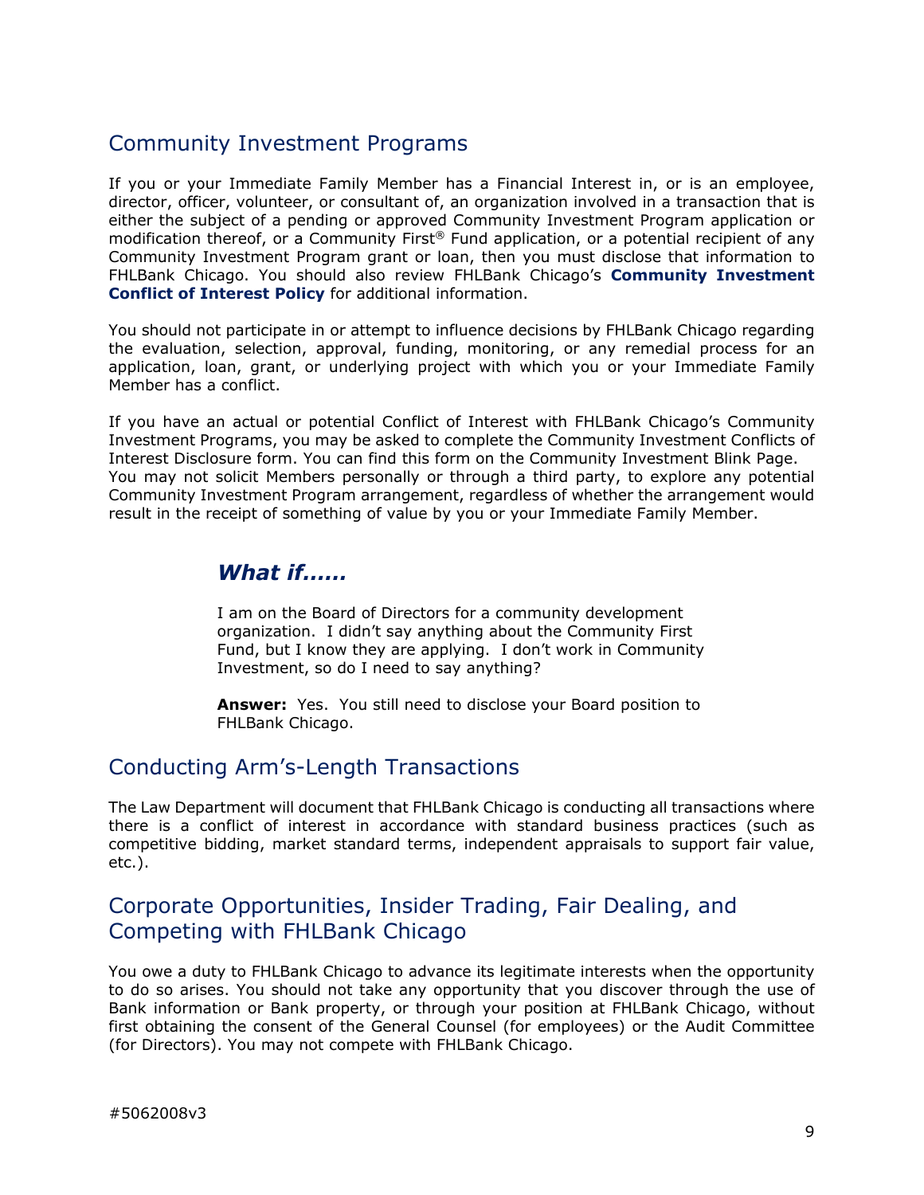## Community Investment Programs

If you or your Immediate Family Member has a Financial Interest in, or is an employee, director, officer, volunteer, or consultant of, an organization involved in a transaction that is either the subject of a pending or approved Community Investment Program application or modification thereof, or a Community First® Fund application, or a potential recipient of any Community Investment Program grant or loan, then you must disclose that information to FHLBank Chicago. You should also review FHLBank Chicago's **Community Investment Conflict of Interest Policy** for additional information.

You should not participate in or attempt to influence decisions by FHLBank Chicago regarding the evaluation, selection, approval, funding, monitoring, or any remedial process for an application, loan, grant, or underlying project with which you or your Immediate Family Member has a conflict.

If you have an actual or potential Conflict of Interest with FHLBank Chicago's Community Investment Programs, you may be asked to complete the Community Investment Conflicts of Interest Disclosure form. You can find this form on the Community Investment Blink Page. You may not solicit Members personally or through a third party, to explore any potential Community Investment Program arrangement, regardless of whether the arrangement would result in the receipt of something of value by you or your Immediate Family Member.

### *What if……*

I am on the Board of Directors for a community development organization. I didn't say anything about the Community First Fund, but I know they are applying. I don't work in Community Investment, so do I need to say anything?

**Answer:** Yes. You still need to disclose your Board position to FHLBank Chicago.

## Conducting Arm's-Length Transactions

The Law Department will document that FHLBank Chicago is conducting all transactions where there is a conflict of interest in accordance with standard business practices (such as competitive bidding, market standard terms, independent appraisals to support fair value, etc.).

## Corporate Opportunities, Insider Trading, Fair Dealing, and Competing with FHLBank Chicago

You owe a duty to FHLBank Chicago to advance its legitimate interests when the opportunity to do so arises. You should not take any opportunity that you discover through the use of Bank information or Bank property, or through your position at FHLBank Chicago, without first obtaining the consent of the General Counsel (for employees) or the Audit Committee (for Directors). You may not compete with FHLBank Chicago.

#5062008v3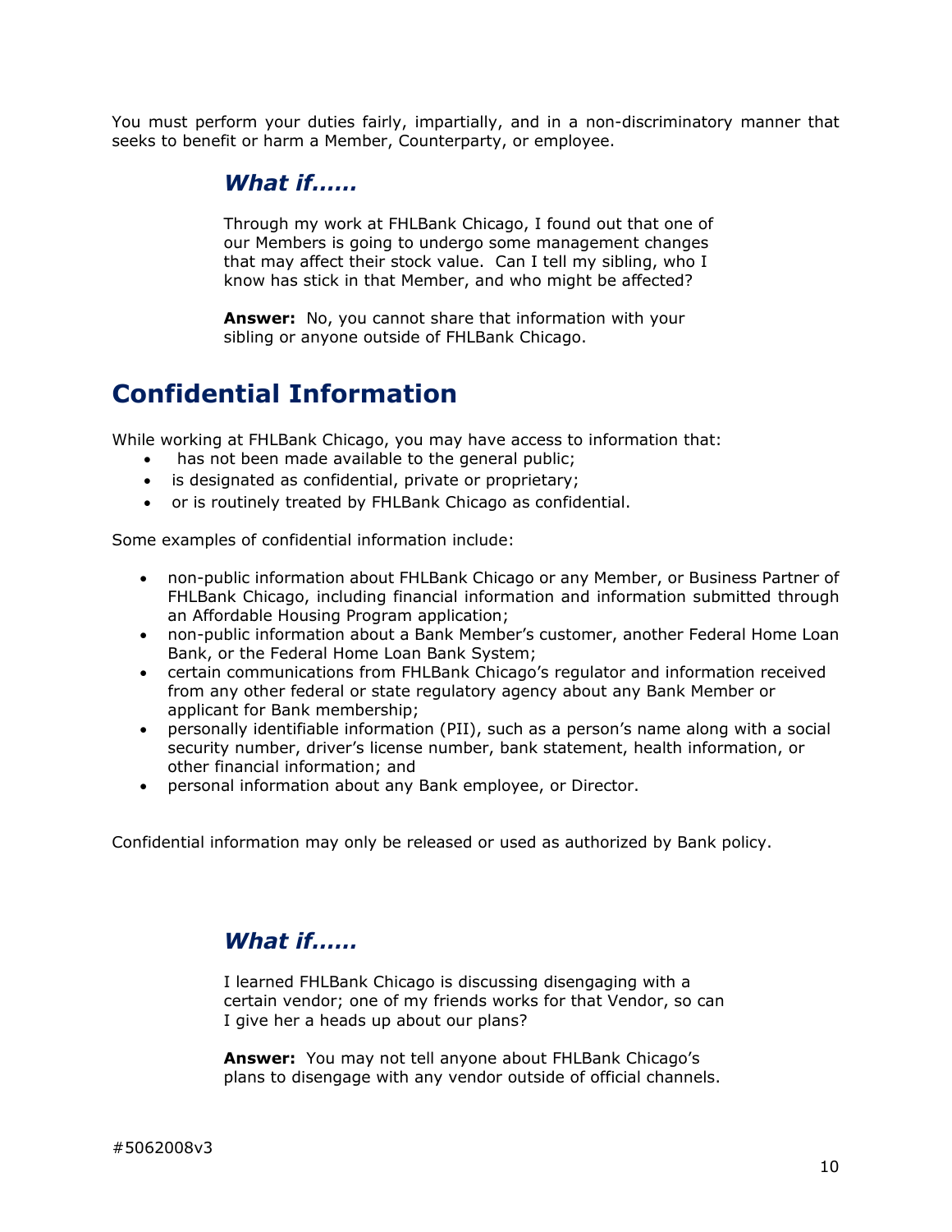You must perform your duties fairly, impartially, and in a non-discriminatory manner that seeks to benefit or harm a Member, Counterparty, or employee.

### *What if……*

Through my work at FHLBank Chicago, I found out that one of our Members is going to undergo some management changes that may affect their stock value. Can I tell my sibling, who I know has stick in that Member, and who might be affected?

**Answer:** No, you cannot share that information with your sibling or anyone outside of FHLBank Chicago.

## Confidential Information

While working at FHLBank Chicago, you may have access to information that:

- has not been made available to the general public;
- is designated as confidential, private or proprietary;
- or is routinely treated by FHLBank Chicago as confidential.

Some examples of confidential information include:

- non-public information about FHLBank Chicago or any Member, or Business Partner of FHLBank Chicago, including financial information and information submitted through an Affordable Housing Program application;
- non-public information about a Bank Member's customer, another Federal Home Loan Bank, or the Federal Home Loan Bank System;
- certain communications from FHLBank Chicago's regulator and information received from any other federal or state regulatory agency about any Bank Member or applicant for Bank membership;
- personally identifiable information (PII), such as a person's name along with a social security number, driver's license number, bank statement, health information, or other financial information; and
- personal information about any Bank employee, or Director.

Confidential information may only be released or used as authorized by Bank policy.

### *What if……*

I learned FHLBank Chicago is discussing disengaging with a certain vendor; one of my friends works for that Vendor, so can I give her a heads up about our plans?

**Answer:** You may not tell anyone about FHLBank Chicago's plans to disengage with any vendor outside of official channels.

#5062008v3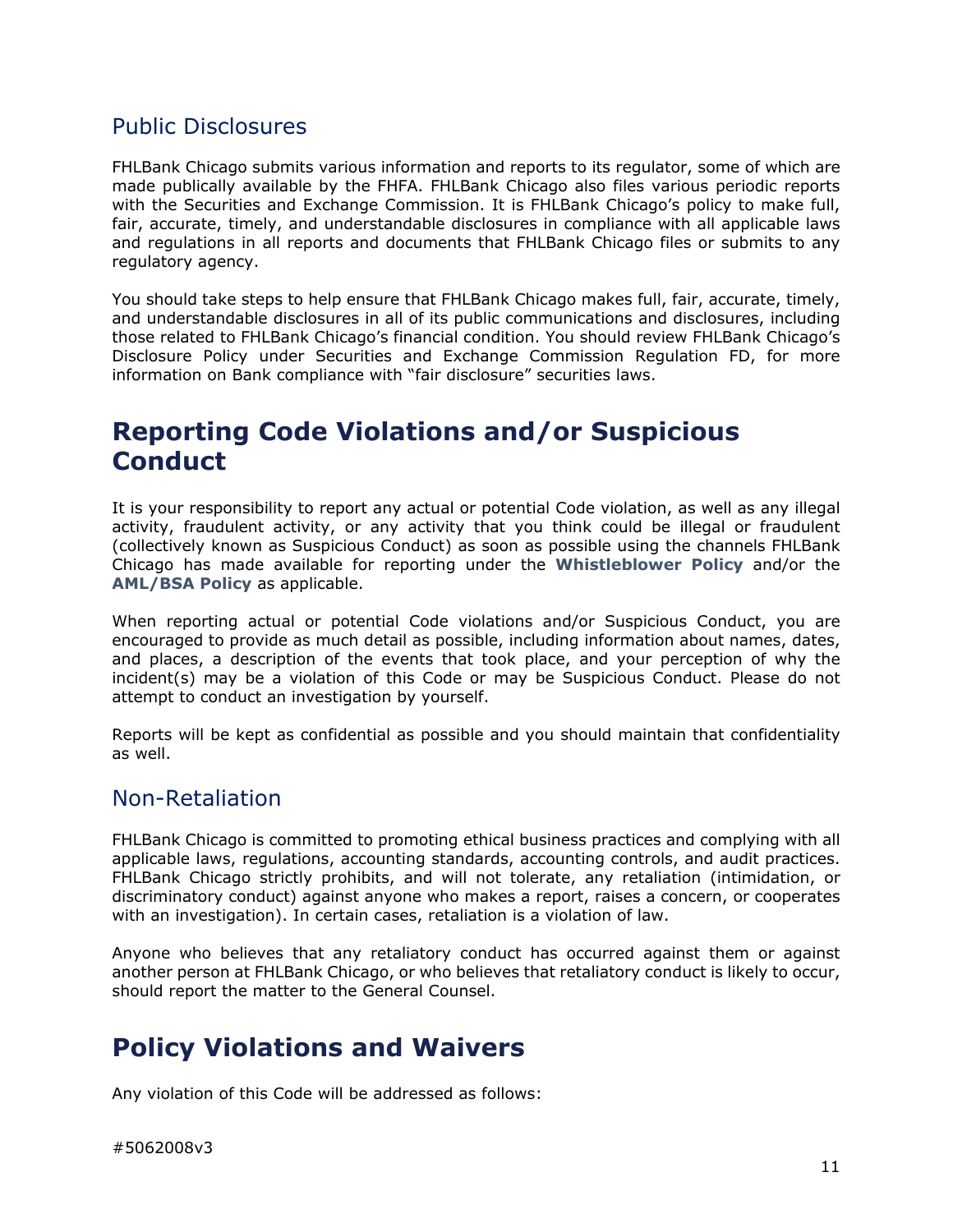## Public Disclosures

FHLBank Chicago submits various information and reports to its regulator, some of which are made publically available by the FHFA. FHLBank Chicago also files various periodic reports with the Securities and Exchange Commission. It is FHLBank Chicago's policy to make full, fair, accurate, timely, and understandable disclosures in compliance with all applicable laws and regulations in all reports and documents that FHLBank Chicago files or submits to any regulatory agency.

You should take steps to help ensure that FHLBank Chicago makes full, fair, accurate, timely, and understandable disclosures in all of its public communications and disclosures, including those related to FHLBank Chicago's financial condition. You should review FHLBank Chicago's Disclosure Policy under Securities and Exchange Commission Regulation FD, for more information on Bank compliance with "fair disclosure" securities laws.

# Reporting Code Violations and/or Suspicious Conduct

It is your responsibility to report any actual or potential Code violation, as well as any illegal activity, fraudulent activity, or any activity that you think could be illegal or fraudulent (collectively known as Suspicious Conduct) as soon as possible using the channels FHLBank Chicago has made available for reporting under the **Whistleblower Policy** and/or the **AML/BSA Policy** as applicable.

When reporting actual or potential Code violations and/or Suspicious Conduct, you are encouraged to provide as much detail as possible, including information about names, dates, and places, a description of the events that took place, and your perception of why the incident(s) may be a violation of this Code or may be Suspicious Conduct. Please do not attempt to conduct an investigation by yourself.

Reports will be kept as confidential as possible and you should maintain that confidentiality as well.

## Non-Retaliation

FHLBank Chicago is committed to promoting ethical business practices and complying with all applicable laws, regulations, accounting standards, accounting controls, and audit practices. FHLBank Chicago strictly prohibits, and will not tolerate, any retaliation (intimidation, or discriminatory conduct) against anyone who makes a report, raises a concern, or cooperates with an investigation). In certain cases, retaliation is a violation of law.

Anyone who believes that any retaliatory conduct has occurred against them or against another person at FHLBank Chicago, or who believes that retaliatory conduct is likely to occur, should report the matter to the General Counsel.

# Policy Violations and Waivers

Any violation of this Code will be addressed as follows:

#5062008v3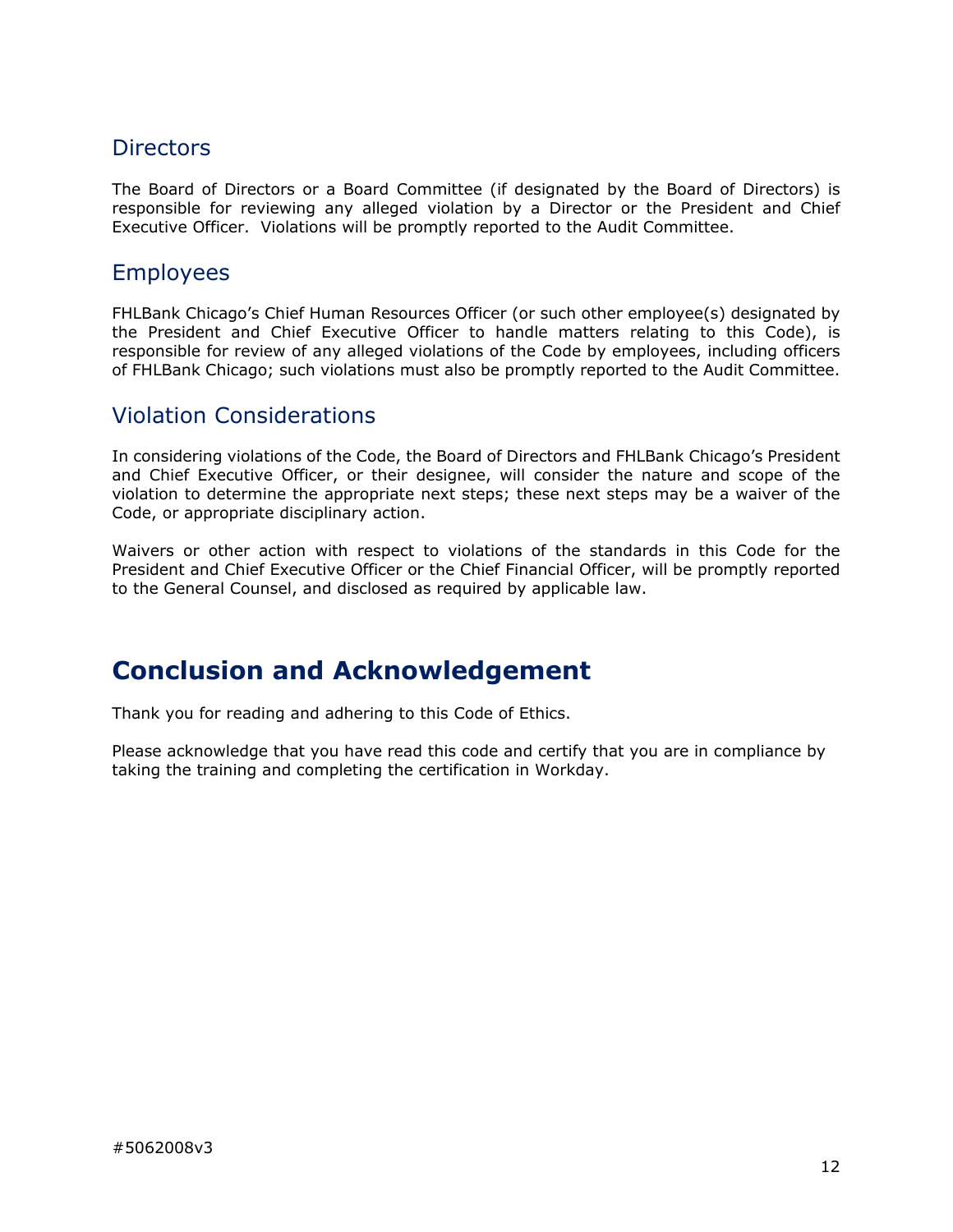## Directors

The Board of Directors or a Board Committee (if designated by the Board of Directors) is responsible for reviewing any alleged violation by a Director or the President and Chief Executive Officer. Violations will be promptly reported to the Audit Committee.

## Employees

FHLBank Chicago's Chief Human Resources Officer (or such other employee(s) designated by the President and Chief Executive Officer to handle matters relating to this Code), is responsible for review of any alleged violations of the Code by employees, including officers of FHLBank Chicago; such violations must also be promptly reported to the Audit Committee.

## Violation Considerations

In considering violations of the Code, the Board of Directors and FHLBank Chicago's President and Chief Executive Officer, or their designee, will consider the nature and scope of the violation to determine the appropriate next steps; these next steps may be a waiver of the Code, or appropriate disciplinary action.

Waivers or other action with respect to violations of the standards in this Code for the President and Chief Executive Officer or the Chief Financial Officer, will be promptly reported to the General Counsel, and disclosed as required by applicable law.

# Conclusion and Acknowledgement

Thank you for reading and adhering to this Code of Ethics.

Please acknowledge that you have read this code and certify that you are in compliance by taking the training and completing the certification in Workday.

#5062008v3